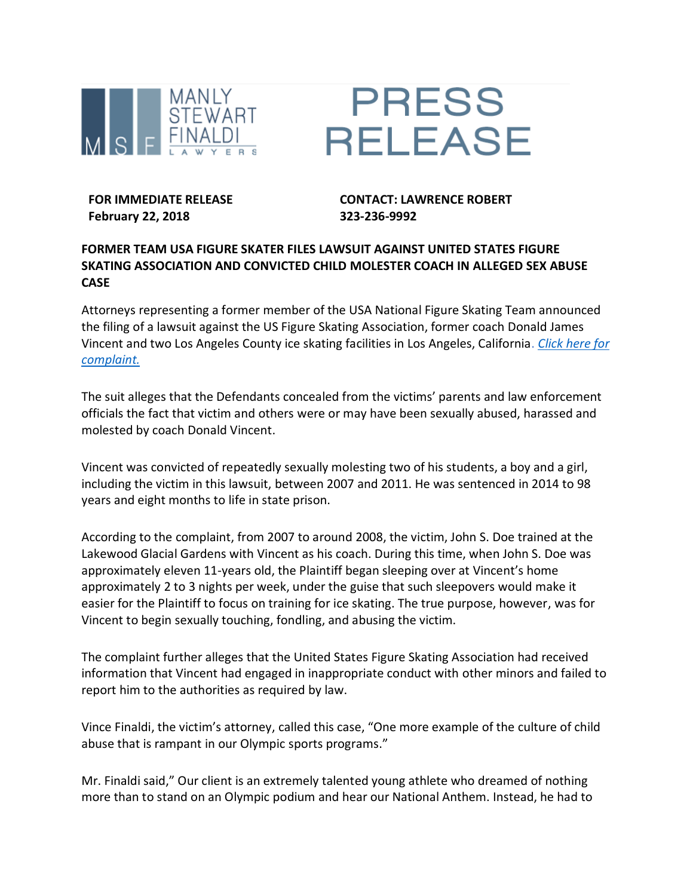MANLY STEWART FINALDI LAWYERS

# PRESS RELEASE

**FOR IMMEDIATE RELEASE**
**February 22, 2018**

**CONTACT: LAWRENCE ROBERT**
**323-236-9992**

**FORMER TEAM USA FIGURE SKATER FILES LAWSUIT AGAINST UNITED STATES FIGURE SKATING ASSOCIATION AND CONVICTED CHILD MOLESTER COACH IN ALLEGED SEX ABUSE CASE**

Attorneys representing a former member of the USA National Figure Skating Team announced the filing of a lawsuit against the US Figure Skating Association, former coach Donald James Vincent and two Los Angeles County ice skating facilities in Los Angeles, California. *Click here for complaint.*

The suit alleges that the Defendants concealed from the victims' parents and law enforcement officials the fact that victim and others were or may have been sexually abused, harassed and molested by coach Donald Vincent.

Vincent was convicted of repeatedly sexually molesting two of his students, a boy and a girl, including the victim in this lawsuit, between 2007 and 2011. He was sentenced in 2014 to 98 years and eight months to life in state prison.

According to the complaint, from 2007 to around 2008, the victim, John S. Doe trained at the Lakewood Glacial Gardens with Vincent as his coach. During this time, when John S. Doe was approximately eleven 11-years old, the Plaintiff began sleeping over at Vincent's home approximately 2 to 3 nights per week, under the guise that such sleepovers would make it easier for the Plaintiff to focus on training for ice skating. The true purpose, however, was for Vincent to begin sexually touching, fondling, and abusing the victim.

The complaint further alleges that the United States Figure Skating Association had received information that Vincent had engaged in inappropriate conduct with other minors and failed to report him to the authorities as required by law.

Vince Finaldi, the victim's attorney, called this case, "One more example of the culture of child abuse that is rampant in our Olympic sports programs."

Mr. Finaldi said," Our client is an extremely talented young athlete who dreamed of nothing more than to stand on an Olympic podium and hear our National Anthem. Instead, he had to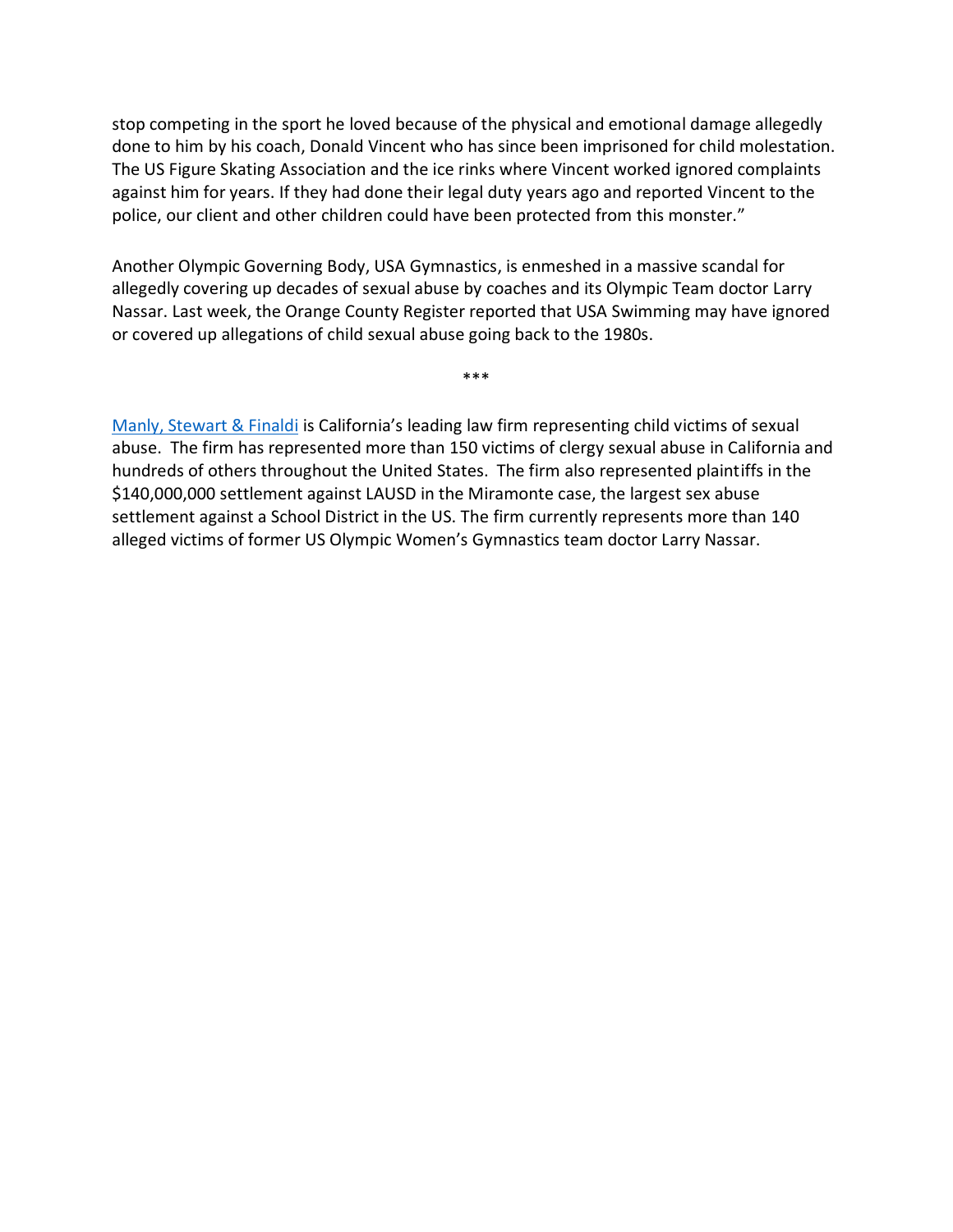stop competing in the sport he loved because of the physical and emotional damage allegedly done to him by his coach, Donald Vincent who has since been imprisoned for child molestation. The US Figure Skating Association and the ice rinks where Vincent worked ignored complaints against him for years. If they had done their legal duty years ago and reported Vincent to the police, our client and other children could have been protected from this monster."

Another Olympic Governing Body, USA Gymnastics, is enmeshed in a massive scandal for allegedly covering up decades of sexual abuse by coaches and its Olympic Team doctor Larry Nassar. Last week, the Orange County Register reported that USA Swimming may have ignored or covered up allegations of child sexual abuse going back to the 1980s.

\*\*\*

Manly, Stewart & Finaldi is California's leading law firm representing child victims of sexual abuse. The firm has represented more than 150 victims of clergy sexual abuse in California and hundreds of others throughout the United States. The firm also represented plaintiffs in the $140,000,000 settlement against LAUSD in the Miramonte case, the largest sex abuse settlement against a School District in the US. The firm currently represents more than 140 alleged victims of former US Olympic Women's Gymnastics team doctor Larry Nassar.